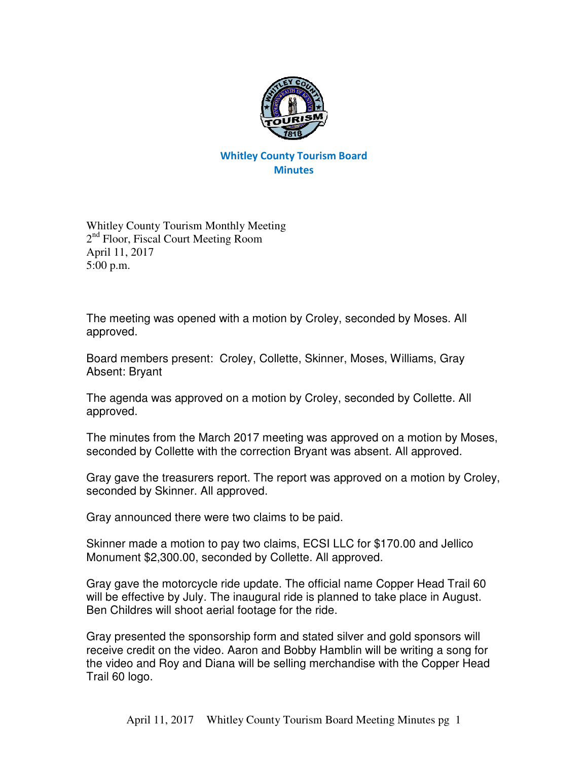# Whitley County Tourism Board
## Minutes

Whitley County Tourism Monthly Meeting
2nd Floor, Fiscal Court Meeting Room
April 11, 2017
5:00 p.m.

The meeting was opened with a motion by Croley, seconded by Moses. All approved.

Board members present: Croley, Collette, Skinner, Moses, Williams, Gray
Absent: Bryant

The agenda was approved on a motion by Croley, seconded by Collette. All approved.

The minutes from the March 2017 meeting was approved on a motion by Moses, seconded by Collette with the correction Bryant was absent. All approved.

Gray gave the treasurers report. The report was approved on a motion by Croley, seconded by Skinner. All approved.

Gray announced there were two claims to be paid.

Skinner made a motion to pay two claims, ECSI LLC for $170.00 and Jellico Monument $2,300.00, seconded by Collette. All approved.

Gray gave the motorcycle ride update. The official name Copper Head Trail 60 will be effective by July. The inaugural ride is planned to take place in August. Ben Childres will shoot aerial footage for the ride.

Gray presented the sponsorship form and stated silver and gold sponsors will receive credit on the video. Aaron and Bobby Hamblin will be writing a song for the video and Roy and Diana will be selling merchandise with the Copper Head Trail 60 logo.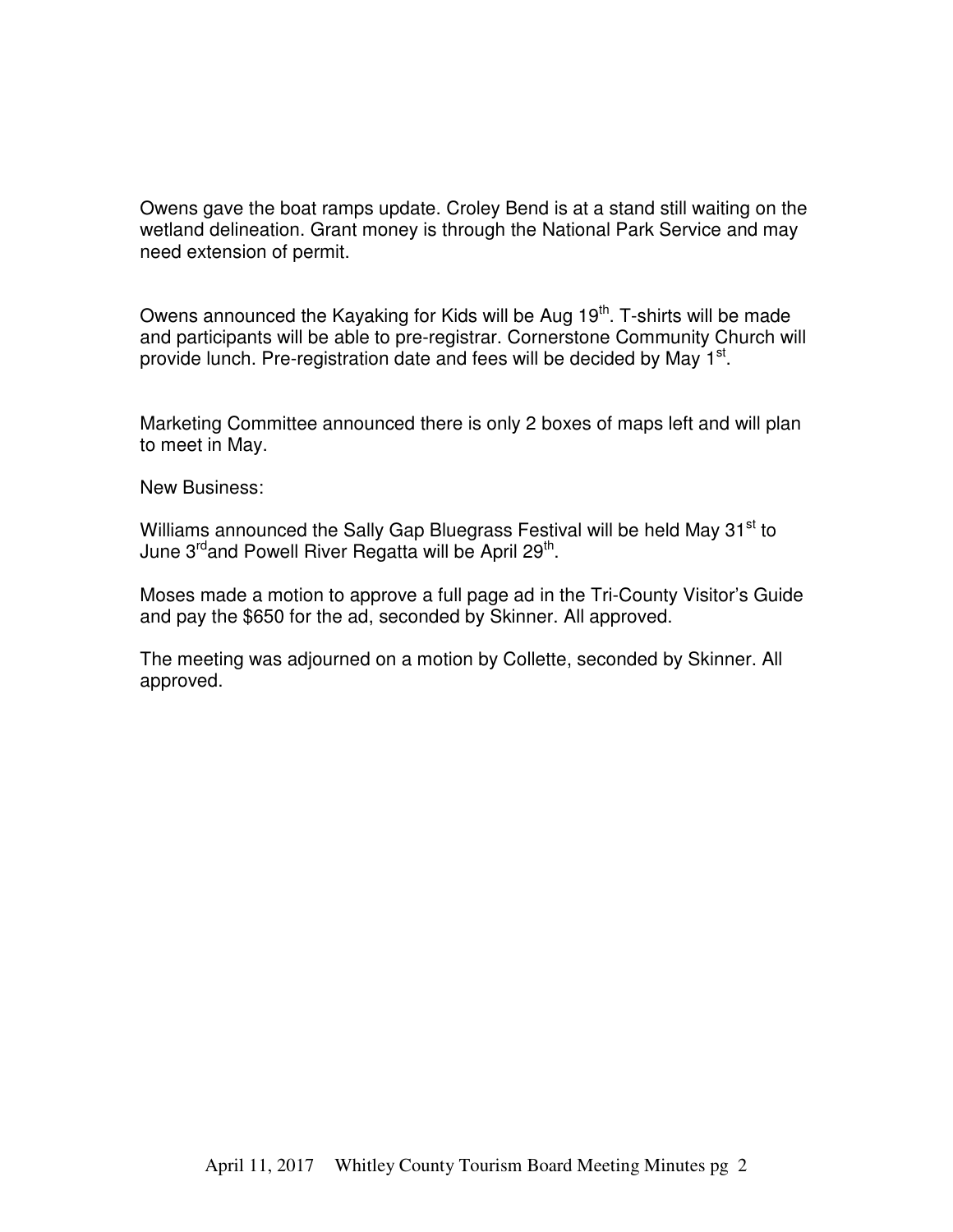Owens gave the boat ramps update. Croley Bend is at a stand still waiting on the wetland delineation. Grant money is through the National Park Service and may need extension of permit.

Owens announced the Kayaking for Kids will be Aug 19th. T-shirts will be made and participants will be able to pre-registrar. Cornerstone Community Church will provide lunch. Pre-registration date and fees will be decided by May 1st.

Marketing Committee announced there is only 2 boxes of maps left and will plan to meet in May.

New Business:

Williams announced the Sally Gap Bluegrass Festival will be held May 31st to June 3rd and Powell River Regatta will be April 29th.

Moses made a motion to approve a full page ad in the Tri-County Visitor's Guide and pay the $650 for the ad, seconded by Skinner. All approved.

The meeting was adjourned on a motion by Collette, seconded by Skinner. All approved.